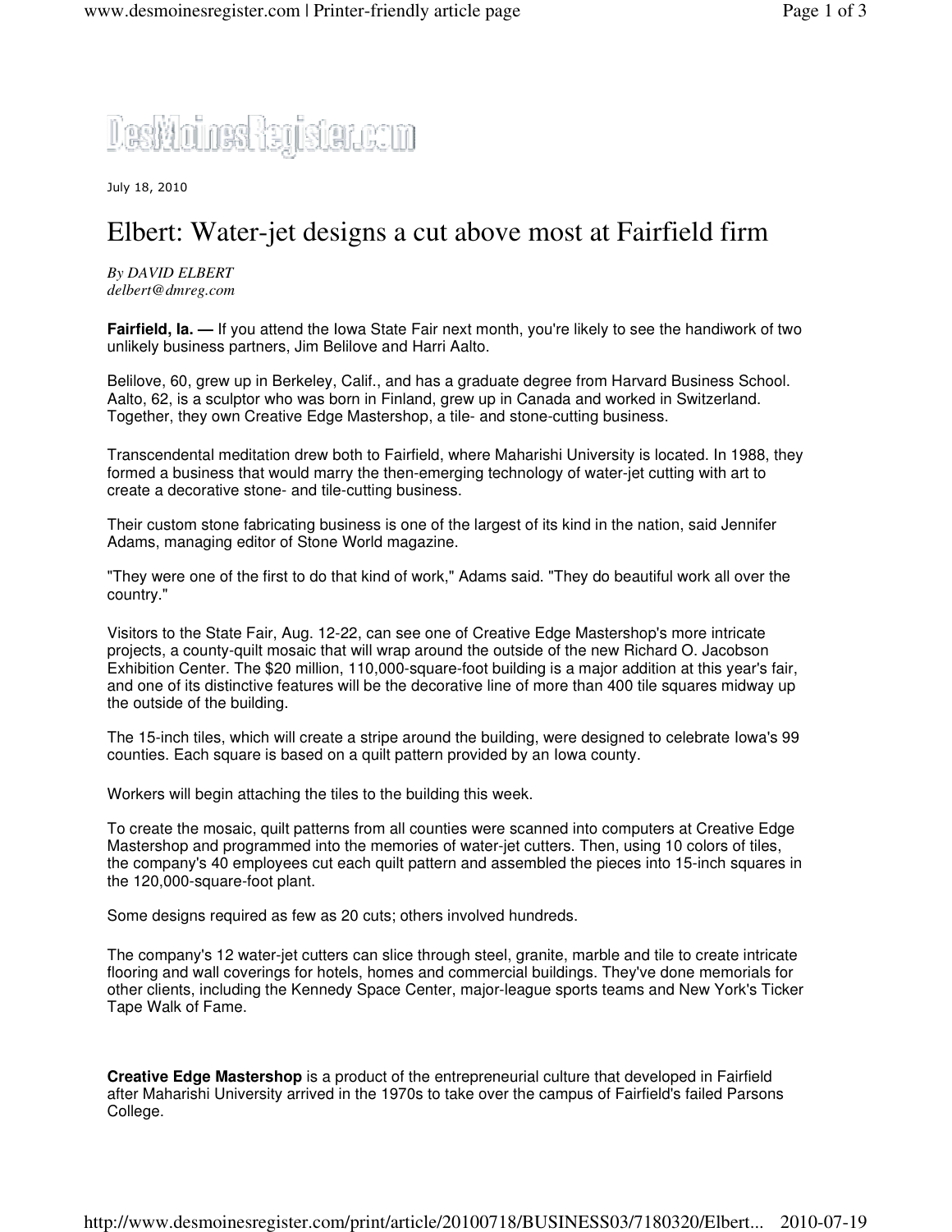DesMoinesRegister.com

July 18, 2010

# Elbert: Water-jet designs a cut above most at Fairfield firm

*By DAVID ELBERT*
*delbert@dmreg.com*

**Fairfield, Ia. —** If you attend the Iowa State Fair next month, you're likely to see the handiwork of two unlikely business partners, Jim Belilove and Harri Aalto.

Belilove, 60, grew up in Berkeley, Calif., and has a graduate degree from Harvard Business School. Aalto, 62, is a sculptor who was born in Finland, grew up in Canada and worked in Switzerland. Together, they own Creative Edge Mastershop, a tile- and stone-cutting business.

Transcendental meditation drew both to Fairfield, where Maharishi University is located. In 1988, they formed a business that would marry the then-emerging technology of water-jet cutting with art to create a decorative stone- and tile-cutting business.

Their custom stone fabricating business is one of the largest of its kind in the nation, said Jennifer Adams, managing editor of Stone World magazine.

"They were one of the first to do that kind of work," Adams said. "They do beautiful work all over the country."

Visitors to the State Fair, Aug. 12-22, can see one of Creative Edge Mastershop's more intricate projects, a county-quilt mosaic that will wrap around the outside of the new Richard O. Jacobson Exhibition Center. The $20 million, 110,000-square-foot building is a major addition at this year's fair, and one of its distinctive features will be the decorative line of more than 400 tile squares midway up the outside of the building.

The 15-inch tiles, which will create a stripe around the building, were designed to celebrate Iowa's 99 counties. Each square is based on a quilt pattern provided by an Iowa county.

Workers will begin attaching the tiles to the building this week.

To create the mosaic, quilt patterns from all counties were scanned into computers at Creative Edge Mastershop and programmed into the memories of water-jet cutters. Then, using 10 colors of tiles, the company's 40 employees cut each quilt pattern and assembled the pieces into 15-inch squares in the 120,000-square-foot plant.

Some designs required as few as 20 cuts; others involved hundreds.

The company's 12 water-jet cutters can slice through steel, granite, marble and tile to create intricate flooring and wall coverings for hotels, homes and commercial buildings. They've done memorials for other clients, including the Kennedy Space Center, major-league sports teams and New York's Ticker Tape Walk of Fame.

**Creative Edge Mastershop** is a product of the entrepreneurial culture that developed in Fairfield after Maharishi University arrived in the 1970s to take over the campus of Fairfield's failed Parsons College.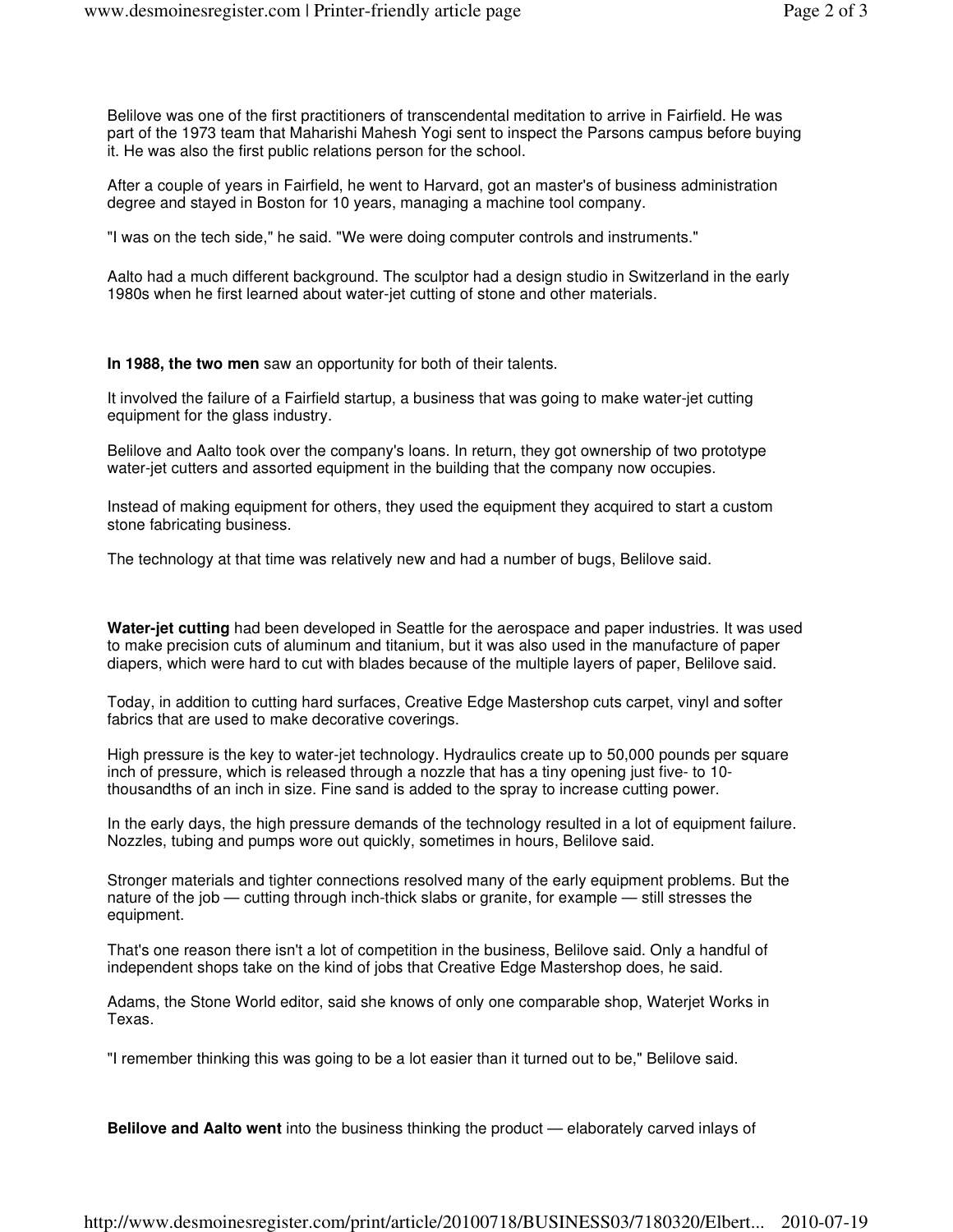Belilove was one of the first practitioners of transcendental meditation to arrive in Fairfield. He was part of the 1973 team that Maharishi Mahesh Yogi sent to inspect the Parsons campus before buying it. He was also the first public relations person for the school.

After a couple of years in Fairfield, he went to Harvard, got an master's of business administration degree and stayed in Boston for 10 years, managing a machine tool company.

"I was on the tech side," he said. "We were doing computer controls and instruments."

Aalto had a much different background. The sculptor had a design studio in Switzerland in the early 1980s when he first learned about water-jet cutting of stone and other materials.

**In 1988, the two men** saw an opportunity for both of their talents.

It involved the failure of a Fairfield startup, a business that was going to make water-jet cutting equipment for the glass industry.

Belilove and Aalto took over the company's loans. In return, they got ownership of two prototype water-jet cutters and assorted equipment in the building that the company now occupies.

Instead of making equipment for others, they used the equipment they acquired to start a custom stone fabricating business.

The technology at that time was relatively new and had a number of bugs, Belilove said.

**Water-jet cutting** had been developed in Seattle for the aerospace and paper industries. It was used to make precision cuts of aluminum and titanium, but it was also used in the manufacture of paper diapers, which were hard to cut with blades because of the multiple layers of paper, Belilove said.

Today, in addition to cutting hard surfaces, Creative Edge Mastershop cuts carpet, vinyl and softer fabrics that are used to make decorative coverings.

High pressure is the key to water-jet technology. Hydraulics create up to 50,000 pounds per square inch of pressure, which is released through a nozzle that has a tiny opening just five- to 10-thousandths of an inch in size. Fine sand is added to the spray to increase cutting power.

In the early days, the high pressure demands of the technology resulted in a lot of equipment failure. Nozzles, tubing and pumps wore out quickly, sometimes in hours, Belilove said.

Stronger materials and tighter connections resolved many of the early equipment problems. But the nature of the job — cutting through inch-thick slabs or granite, for example — still stresses the equipment.

That's one reason there isn't a lot of competition in the business, Belilove said. Only a handful of independent shops take on the kind of jobs that Creative Edge Mastershop does, he said.

Adams, the Stone World editor, said she knows of only one comparable shop, Waterjet Works in Texas.

"I remember thinking this was going to be a lot easier than it turned out to be," Belilove said.

**Belilove and Aalto went** into the business thinking the product — elaborately carved inlays of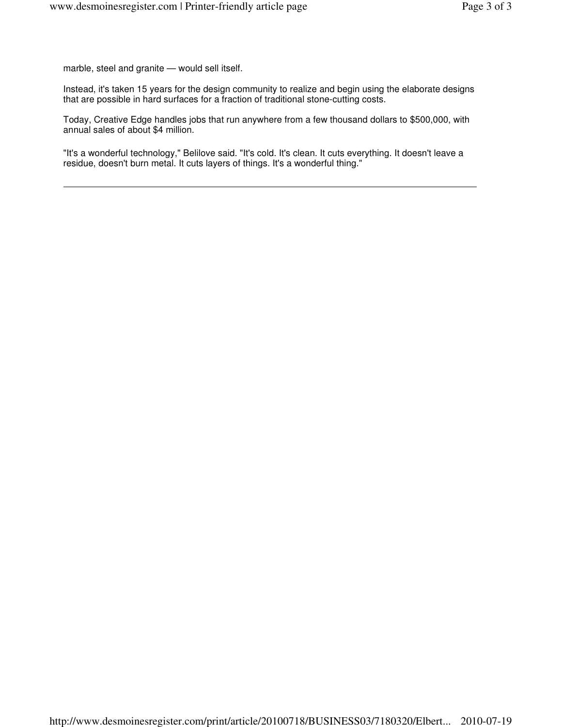marble, steel and granite — would sell itself.

Instead, it's taken 15 years for the design community to realize and begin using the elaborate designs that are possible in hard surfaces for a fraction of traditional stone-cutting costs.

Today, Creative Edge handles jobs that run anywhere from a few thousand dollars to $500,000, with annual sales of about $4 million.

"It's a wonderful technology," Belilove said. "It's cold. It's clean. It cuts everything. It doesn't leave a residue, doesn't burn metal. It cuts layers of things. It's a wonderful thing."